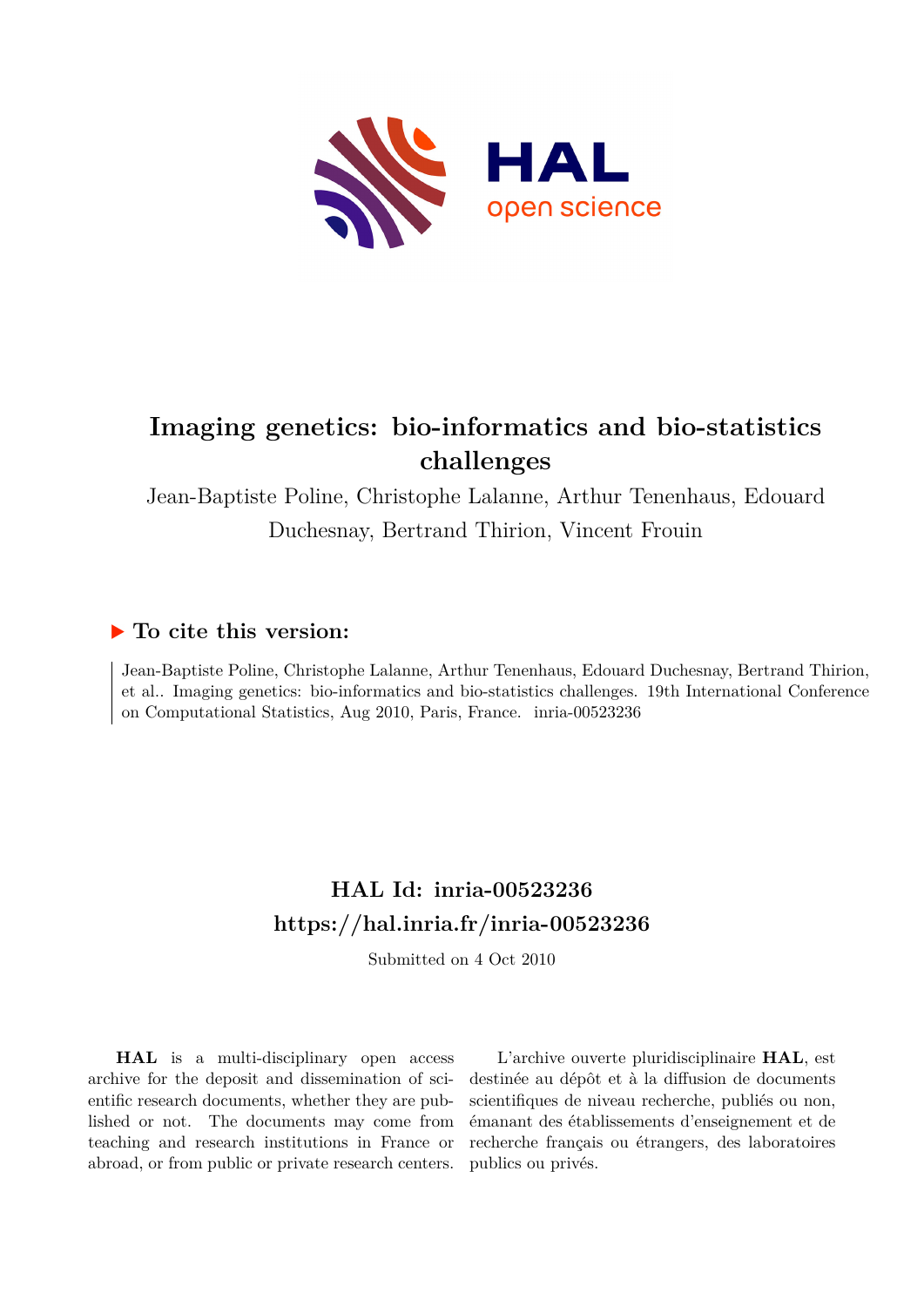# Imaging genetics: bio-informatics and bio-statistics challenges

Jean-Baptiste Poline, Christophe Lalanne, Arthur Tenenhaus, Edouard Duchesnay, Bertrand Thirion, Vincent Frouin

## ▶ To cite this version:

Jean-Baptiste Poline, Christophe Lalanne, Arthur Tenenhaus, Edouard Duchesnay, Bertrand Thirion, et al.. Imaging genetics: bio-informatics and bio-statistics challenges. 19th International Conference on Computational Statistics, Aug 2010, Paris, France. inria-00523236

## HAL Id: inria-00523236
## https://hal.inria.fr/inria-00523236

Submitted on 4 Oct 2010

**HAL** is a multi-disciplinary open access archive for the deposit and dissemination of scientific research documents, whether they are published or not. The documents may come from teaching and research institutions in France or abroad, or from public or private research centers.

L'archive ouverte pluridisciplinaire **HAL**, est destinée au dépôt et à la diffusion de documents scientifiques de niveau recherche, publiés ou non, émanant des établissements d'enseignement et de recherche français ou étrangers, des laboratoires publics ou privés.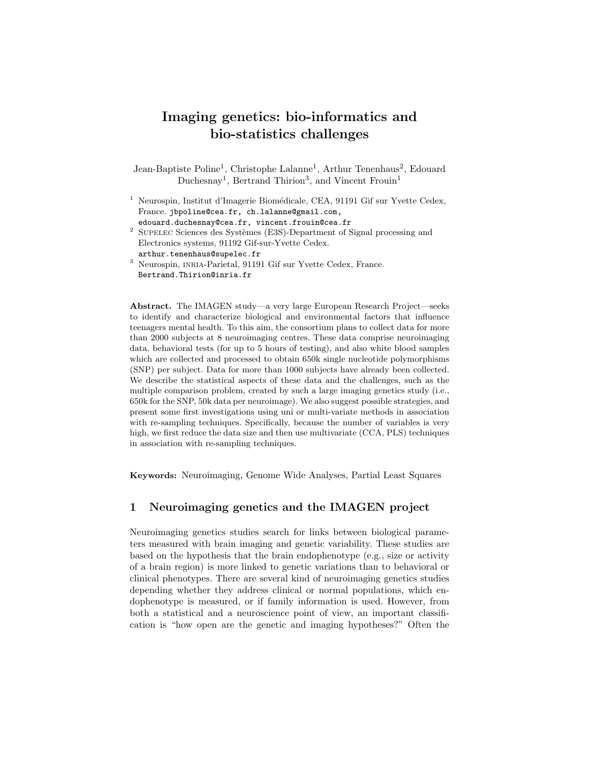# Imaging genetics: bio-informatics and bio-statistics challenges

Jean-Baptiste Poline[1], Christophe Lalanne[1], Arthur Tenenhaus[2], Edouard Duchesnay[1], Bertrand Thirion[3], and Vincent Frouin[1]

[1] Neurospin, Institut d'Imagerie Biomédicale, CEA, 91191 Gif sur Yvette Cedex, France. jbpoline@cea.fr, ch.lalanne@gmail.com, edouard.duchesnay@cea.fr, vincent.frouin@cea.fr

[2] Supelec Sciences des Systèmes (E3S)-Department of Signal processing and Electronics systems, 91192 Gif-sur-Yvette Cedex. arthur.tenenhaus@supelec.fr

[3] Neurospin, inria-Parietal, 91191 Gif sur Yvette Cedex, France. Bertrand.Thirion@inria.fr

**Abstract.** The IMAGEN study—a very large European Research Project—seeks to identify and characterize biological and environmental factors that influence teenagers mental health. To this aim, the consortium plans to collect data for more than 2000 subjects at 8 neuroimaging centres. These data comprise neuroimaging data, behavioral tests (for up to 5 hours of testing), and also white blood samples which are collected and processed to obtain 650k single nucleotide polymorphisms (SNP) per subject. Data for more than 1000 subjects have already been collected. We describe the statistical aspects of these data and the challenges, such as the multiple comparison problem, created by such a large imaging genetics study (i.e., 650k for the SNP, 50k data per neuroimage). We also suggest possible strategies, and present some first investigations using uni or multi-variate methods in association with re-sampling techniques. Specifically, because the number of variables is very high, we first reduce the data size and then use multivariate (CCA, PLS) techniques in association with re-sampling techniques.

**Keywords:** Neuroimaging, Genome Wide Analyses, Partial Least Squares

## 1 Neuroimaging genetics and the IMAGEN project

Neuroimaging genetics studies search for links between biological parameters measured with brain imaging and genetic variability. These studies are based on the hypothesis that the brain endophenotype (e.g., size or activity of a brain region) is more linked to genetic variations than to behavioral or clinical phenotypes. There are several kind of neuroimaging genetics studies depending whether they address clinical or normal populations, which endophenotype is measured, or if family information is used. However, from both a statistical and a neuroscience point of view, an important classification is "how open are the genetic and imaging hypotheses?" Often the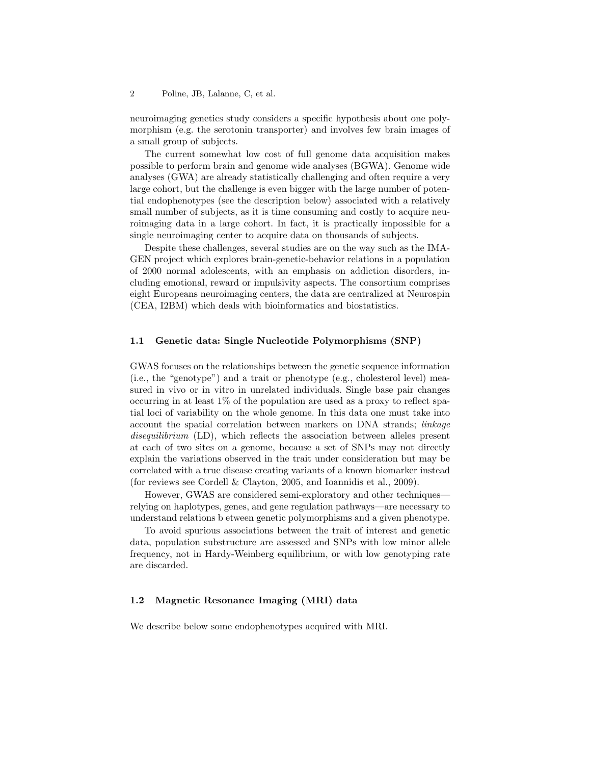neuroimaging genetics study considers a specific hypothesis about one polymorphism (e.g. the serotonin transporter) and involves few brain images of a small group of subjects.

The current somewhat low cost of full genome data acquisition makes possible to perform brain and genome wide analyses (BGWA). Genome wide analyses (GWA) are already statistically challenging and often require a very large cohort, but the challenge is even bigger with the large number of potential endophenotypes (see the description below) associated with a relatively small number of subjects, as it is time consuming and costly to acquire neuroimaging data in a large cohort. In fact, it is practically impossible for a single neuroimaging center to acquire data on thousands of subjects.

Despite these challenges, several studies are on the way such as the IMAGEN project which explores brain-genetic-behavior relations in a population of 2000 normal adolescents, with an emphasis on addiction disorders, including emotional, reward or impulsivity aspects. The consortium comprises eight Europeans neuroimaging centers, the data are centralized at Neurospin (CEA, I2BM) which deals with bioinformatics and biostatistics.

### 1.1 Genetic data: Single Nucleotide Polymorphisms (SNP)

GWAS focuses on the relationships between the genetic sequence information (i.e., the "genotype") and a trait or phenotype (e.g., cholesterol level) measured in vivo or in vitro in unrelated individuals. Single base pair changes occurring in at least 1% of the population are used as a proxy to reflect spatial loci of variability on the whole genome. In this data one must take into account the spatial correlation between markers on DNA strands; *linkage disequilibrium* (LD), which reflects the association between alleles present at each of two sites on a genome, because a set of SNPs may not directly explain the variations observed in the trait under consideration but may be correlated with a true disease creating variants of a known biomarker instead (for reviews see Cordell & Clayton, 2005, and Ioannidis et al., 2009).

However, GWAS are considered semi-exploratory and other techniques—relying on haplotypes, genes, and gene regulation pathways—are necessary to understand relations b etween genetic polymorphisms and a given phenotype.

To avoid spurious associations between the trait of interest and genetic data, population substructure are assessed and SNPs with low minor allele frequency, not in Hardy-Weinberg equilibrium, or with low genotyping rate are discarded.

### 1.2 Magnetic Resonance Imaging (MRI) data

We describe below some endophenotypes acquired with MRI.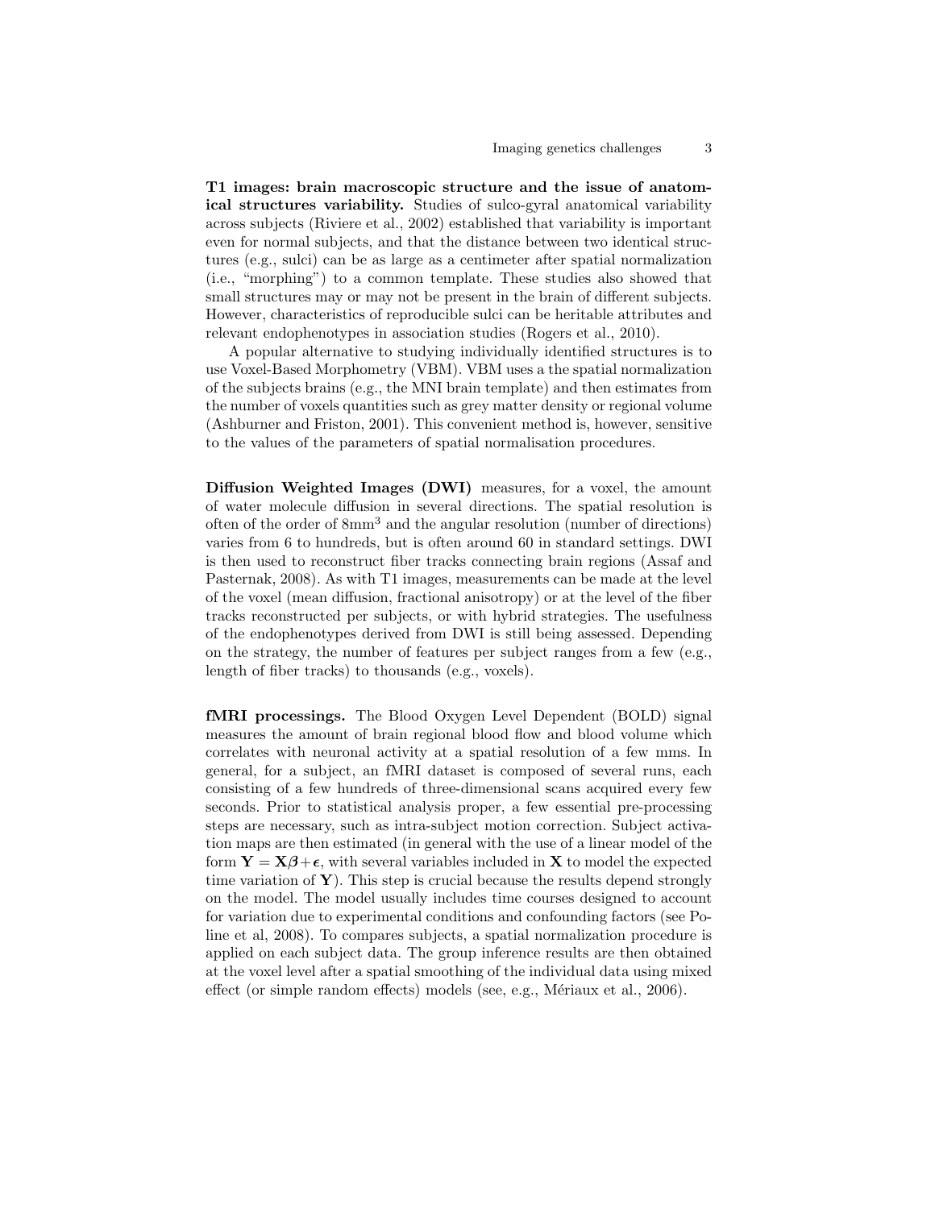**T1 images: brain macroscopic structure and the issue of anatomical structures variability.** Studies of sulco-gyral anatomical variability across subjects (Riviere et al., 2002) established that variability is important even for normal subjects, and that the distance between two identical structures (e.g., sulci) can be as large as a centimeter after spatial normalization (i.e., "morphing") to a common template. These studies also showed that small structures may or may not be present in the brain of different subjects. However, characteristics of reproducible sulci can be heritable attributes and relevant endophenotypes in association studies (Rogers et al., 2010).

A popular alternative to studying individually identified structures is to use Voxel-Based Morphometry (VBM). VBM uses a the spatial normalization of the subjects brains (e.g., the MNI brain template) and then estimates from the number of voxels quantities such as grey matter density or regional volume (Ashburner and Friston, 2001). This convenient method is, however, sensitive to the values of the parameters of spatial normalisation procedures.

**Diffusion Weighted Images (DWI)** measures, for a voxel, the amount of water molecule diffusion in several directions. The spatial resolution is often of the order of $8\text{mm}^3$ and the angular resolution (number of directions) varies from 6 to hundreds, but is often around 60 in standard settings. DWI is then used to reconstruct fiber tracks connecting brain regions (Assaf and Pasternak, 2008). As with T1 images, measurements can be made at the level of the voxel (mean diffusion, fractional anisotropy) or at the level of the fiber tracks reconstructed per subjects, or with hybrid strategies. The usefulness of the endophenotypes derived from DWI is still being assessed. Depending on the strategy, the number of features per subject ranges from a few (e.g., length of fiber tracks) to thousands (e.g., voxels).

**fMRI processings.** The Blood Oxygen Level Dependent (BOLD) signal measures the amount of brain regional blood flow and blood volume which correlates with neuronal activity at a spatial resolution of a few mms. In general, for a subject, an fMRI dataset is composed of several runs, each consisting of a few hundreds of three-dimensional scans acquired every few seconds. Prior to statistical analysis proper, a few essential pre-processing steps are necessary, such as intra-subject motion correction. Subject activation maps are then estimated (in general with the use of a linear model of the form $\mathbf{Y} = \mathbf{X}\boldsymbol{\beta} + \boldsymbol{\epsilon}$, with several variables included in $\mathbf{X}$ to model the expected time variation of $\mathbf{Y}$). This step is crucial because the results depend strongly on the model. The model usually includes time courses designed to account for variation due to experimental conditions and confounding factors (see Poline et al, 2008). To compares subjects, a spatial normalization procedure is applied on each subject data. The group inference results are then obtained at the voxel level after a spatial smoothing of the individual data using mixed effect (or simple random effects) models (see, e.g., Mériaux et al., 2006).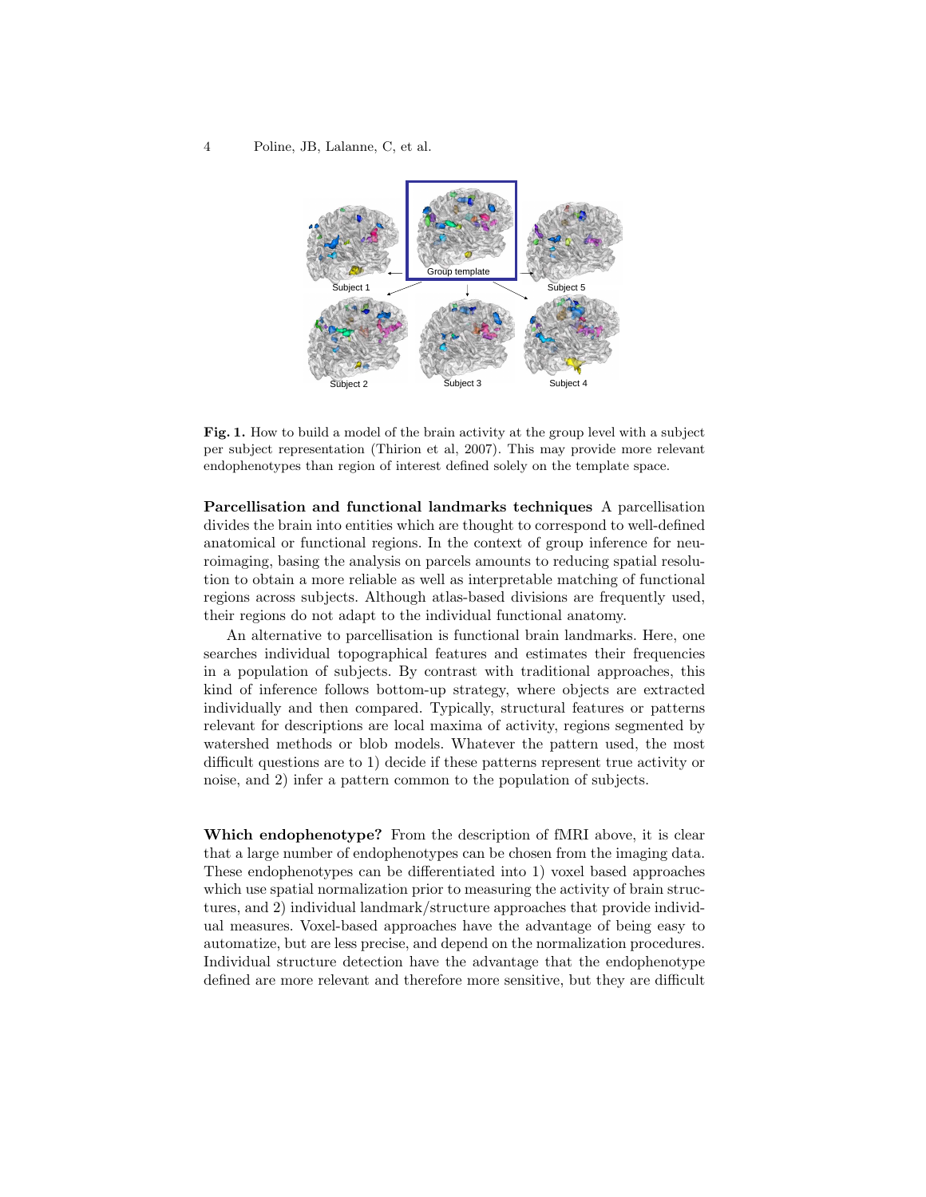**Fig. 1.** How to build a model of the brain activity at the group level with a subject per subject representation (Thirion et al, 2007). This may provide more relevant endophenotypes than region of interest defined solely on the template space.

**Parcellisation and functional landmarks techniques** A parcellisation divides the brain into entities which are thought to correspond to well-defined anatomical or functional regions. In the context of group inference for neuroimaging, basing the analysis on parcels amounts to reducing spatial resolution to obtain a more reliable as well as interpretable matching of functional regions across subjects. Although atlas-based divisions are frequently used, their regions do not adapt to the individual functional anatomy.

An alternative to parcellisation is functional brain landmarks. Here, one searches individual topographical features and estimates their frequencies in a population of subjects. By contrast with traditional approaches, this kind of inference follows bottom-up strategy, where objects are extracted individually and then compared. Typically, structural features or patterns relevant for descriptions are local maxima of activity, regions segmented by watershed methods or blob models. Whatever the pattern used, the most difficult questions are to 1) decide if these patterns represent true activity or noise, and 2) infer a pattern common to the population of subjects.

**Which endophenotype?** From the description of fMRI above, it is clear that a large number of endophenotypes can be chosen from the imaging data. These endophenotypes can be differentiated into 1) voxel based approaches which use spatial normalization prior to measuring the activity of brain structures, and 2) individual landmark/structure approaches that provide individual measures. Voxel-based approaches have the advantage of being easy to automatize, but are less precise, and depend on the normalization procedures. Individual structure detection have the advantage that the endophenotype defined are more relevant and therefore more sensitive, but they are difficult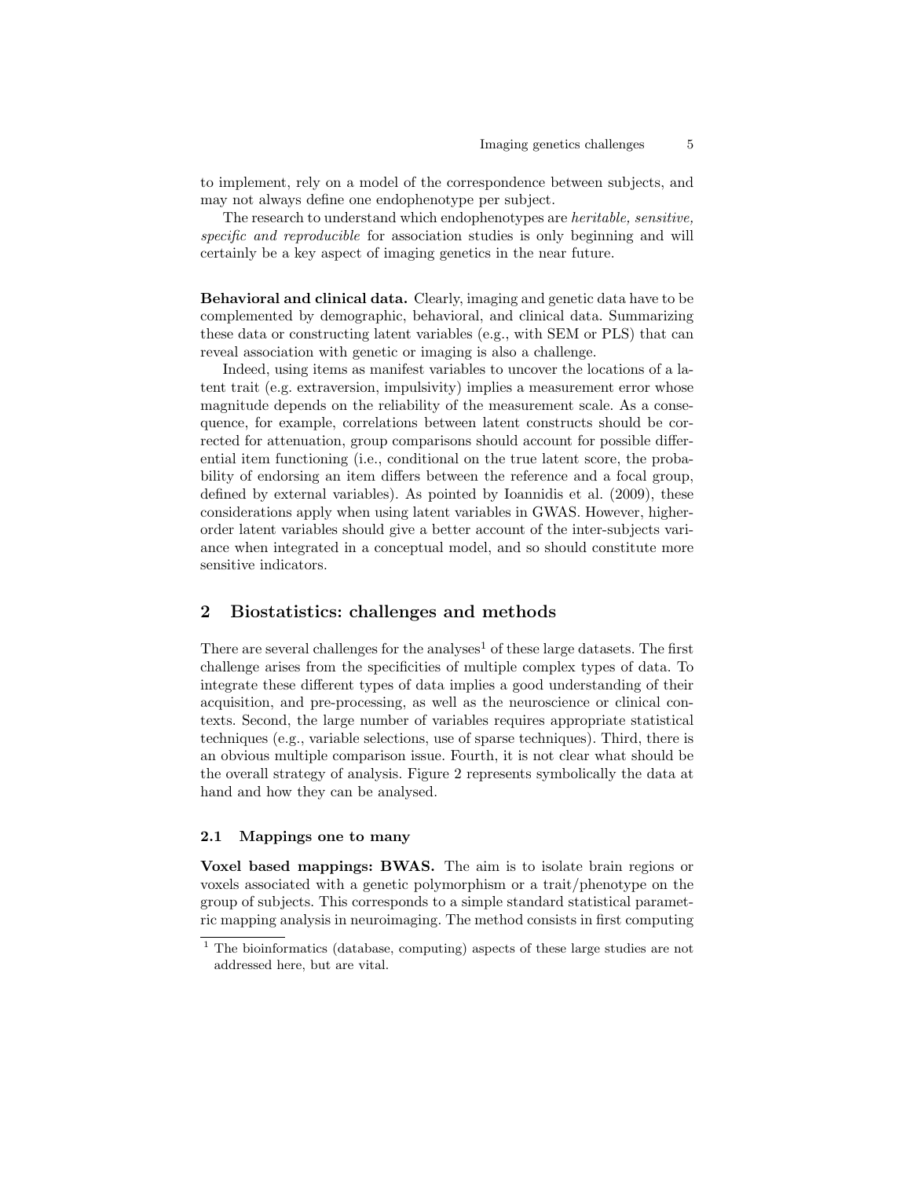to implement, rely on a model of the correspondence between subjects, and may not always define one endophenotype per subject.

The research to understand which endophenotypes are *heritable, sensitive, specific and reproducible* for association studies is only beginning and will certainly be a key aspect of imaging genetics in the near future.

**Behavioral and clinical data.** Clearly, imaging and genetic data have to be complemented by demographic, behavioral, and clinical data. Summarizing these data or constructing latent variables (e.g., with SEM or PLS) that can reveal association with genetic or imaging is also a challenge.

Indeed, using items as manifest variables to uncover the locations of a latent trait (e.g. extraversion, impulsivity) implies a measurement error whose magnitude depends on the reliability of the measurement scale. As a consequence, for example, correlations between latent constructs should be corrected for attenuation, group comparisons should account for possible differential item functioning (i.e., conditional on the true latent score, the probability of endorsing an item differs between the reference and a focal group, defined by external variables). As pointed by Ioannidis et al. (2009), these considerations apply when using latent variables in GWAS. However, higher-order latent variables should give a better account of the inter-subjects variance when integrated in a conceptual model, and so should constitute more sensitive indicators.

## 2 Biostatistics: challenges and methods

There are several challenges for the analyses[1] of these large datasets. The first challenge arises from the specificities of multiple complex types of data. To integrate these different types of data implies a good understanding of their acquisition, and pre-processing, as well as the neuroscience or clinical contexts. Second, the large number of variables requires appropriate statistical techniques (e.g., variable selections, use of sparse techniques). Third, there is an obvious multiple comparison issue. Fourth, it is not clear what should be the overall strategy of analysis. Figure 2 represents symbolically the data at hand and how they can be analysed.

### 2.1 Mappings one to many

**Voxel based mappings: BWAS.** The aim is to isolate brain regions or voxels associated with a genetic polymorphism or a trait/phenotype on the group of subjects. This corresponds to a simple standard statistical parametric mapping analysis in neuroimaging. The method consists in first computing

[1] The bioinformatics (database, computing) aspects of these large studies are not addressed here, but are vital.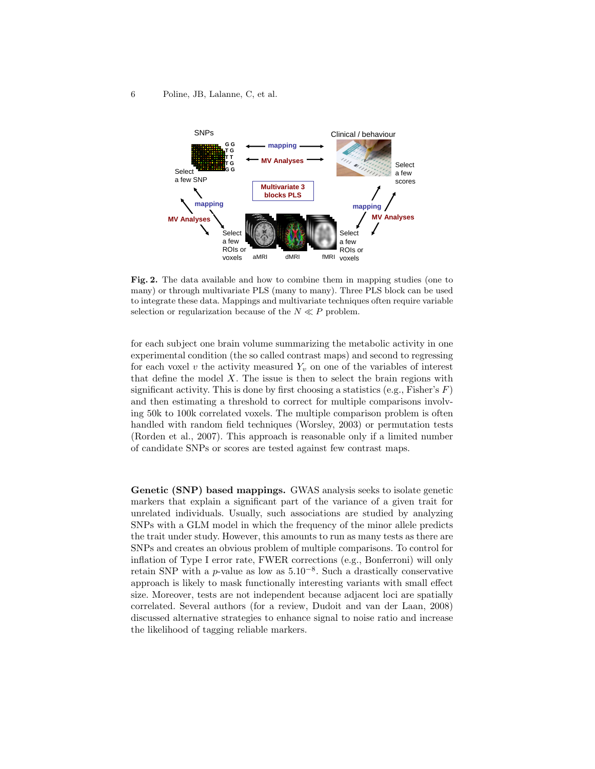SNPs

mapping

MV Analyses

Clinical / behaviour

Select a few SNP

Multivariate 3 blocks PLS

Select a few scores

mapping

MV Analyses

mapping

MV Analyses

Select a few ROIs or voxels

aMRI

dMRI

fMRI

Select a few ROIs or voxels

**Fig. 2.** The data available and how to combine them in mapping studies (one to many) or through multivariate PLS (many to many). Three PLS block can be used to integrate these data. Mappings and multivariate techniques often require variable selection or regularization because of the $N \ll P$ problem.

for each subject one brain volume summarizing the metabolic activity in one experimental condition (the so called contrast maps) and second to regressing for each voxel $v$ the activity measured $Y_v$ on one of the variables of interest that define the model $X$. The issue is then to select the brain regions with significant activity. This is done by first choosing a statistics (e.g., Fisher's $F$) and then estimating a threshold to correct for multiple comparisons involving 50k to 100k correlated voxels. The multiple comparison problem is often handled with random field techniques (Worsley, 2003) or permutation tests (Rorden et al., 2007). This approach is reasonable only if a limited number of candidate SNPs or scores are tested against few contrast maps.

**Genetic (SNP) based mappings.** GWAS analysis seeks to isolate genetic markers that explain a significant part of the variance of a given trait for unrelated individuals. Usually, such associations are studied by analyzing SNPs with a GLM model in which the frequency of the minor allele predicts the trait under study. However, this amounts to run as many tests as there are SNPs and creates an obvious problem of multiple comparisons. To control for inflation of Type I error rate, FWER corrections (e.g., Bonferroni) will only retain SNP with a $p$-value as low as $5.10^{-8}$. Such a drastically conservative approach is likely to mask functionally interesting variants with small effect size. Moreover, tests are not independent because adjacent loci are spatially correlated. Several authors (for a review, Dudoit and van der Laan, 2008) discussed alternative strategies to enhance signal to noise ratio and increase the likelihood of tagging reliable markers.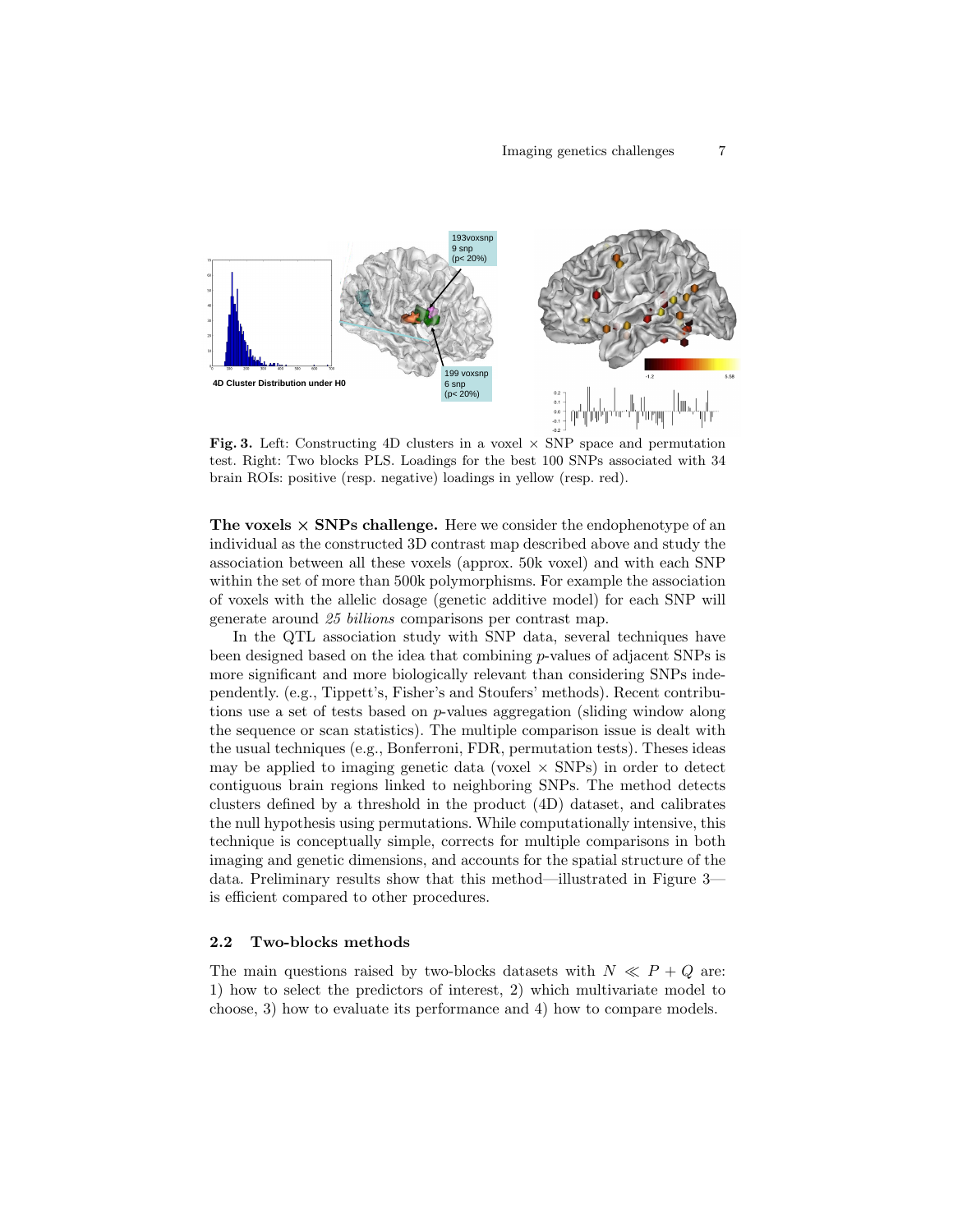**Fig. 3.** Left: Constructing 4D clusters in a voxel × SNP space and permutation test. Right: Two blocks PLS. Loadings for the best 100 SNPs associated with 34 brain ROIs: positive (resp. negative) loadings in yellow (resp. red).

**The voxels × SNPs challenge.** Here we consider the endophenotype of an individual as the constructed 3D contrast map described above and study the association between all these voxels (approx. 50k voxel) and with each SNP within the set of more than 500k polymorphisms. For example the association of voxels with the allelic dosage (genetic additive model) for each SNP will generate around *25 billions* comparisons per contrast map.

In the QTL association study with SNP data, several techniques have been designed based on the idea that combining $p$-values of adjacent SNPs is more significant and more biologically relevant than considering SNPs independently. (e.g., Tippett's, Fisher's and Stoufers' methods). Recent contributions use a set of tests based on $p$-values aggregation (sliding window along the sequence or scan statistics). The multiple comparison issue is dealt with the usual techniques (e.g., Bonferroni, FDR, permutation tests). Theses ideas may be applied to imaging genetic data (voxel × SNPs) in order to detect contiguous brain regions linked to neighboring SNPs. The method detects clusters defined by a threshold in the product (4D) dataset, and calibrates the null hypothesis using permutations. While computationally intensive, this technique is conceptually simple, corrects for multiple comparisons in both imaging and genetic dimensions, and accounts for the spatial structure of the data. Preliminary results show that this method—illustrated in Figure 3—is efficient compared to other procedures.

### 2.2 Two-blocks methods

The main questions raised by two-blocks datasets with $N \ll P + Q$ are: 1) how to select the predictors of interest, 2) which multivariate model to choose, 3) how to evaluate its performance and 4) how to compare models.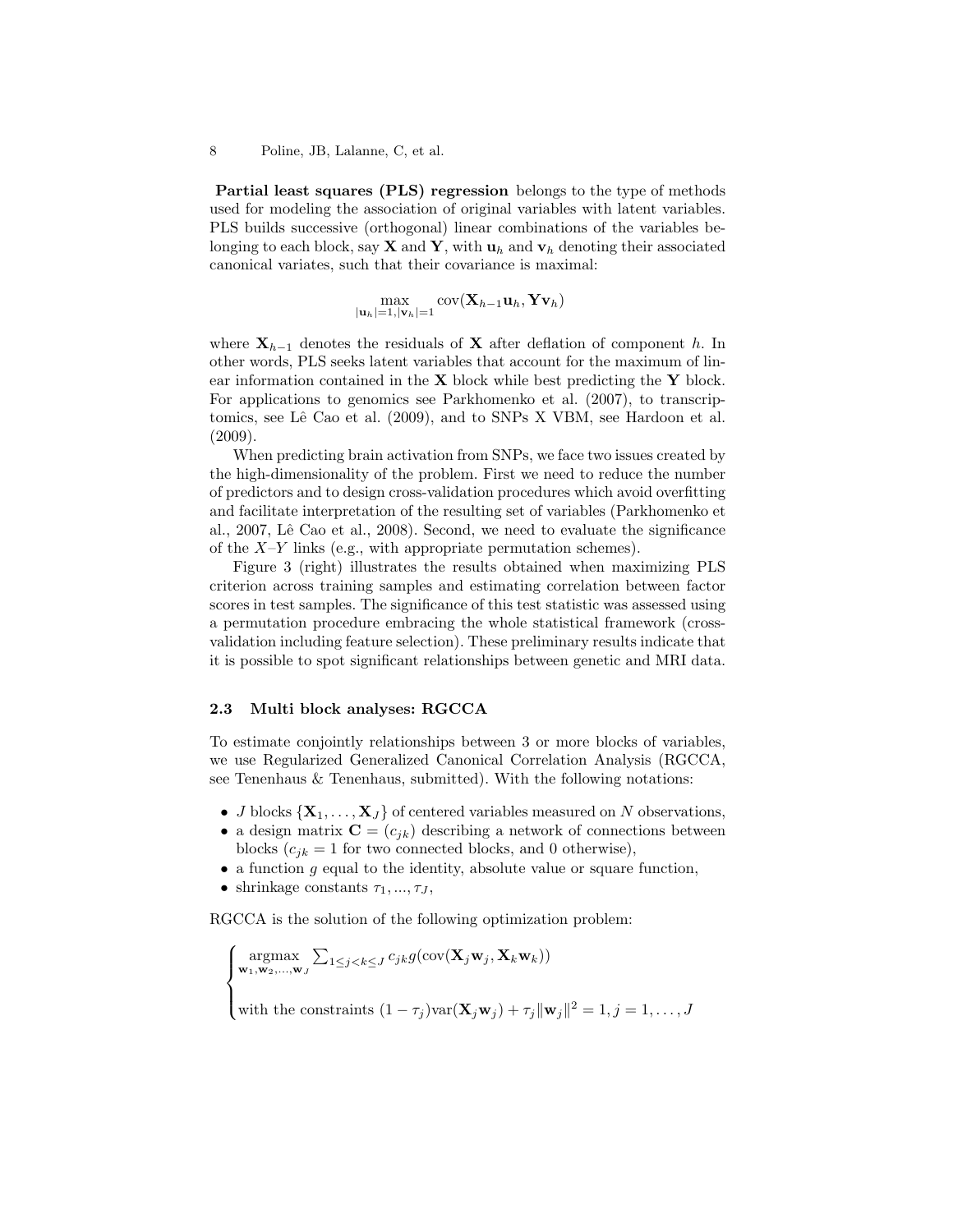**Partial least squares (PLS) regression** belongs to the type of methods used for modeling the association of original variables with latent variables. PLS builds successive (orthogonal) linear combinations of the variables belonging to each block, say $\mathbf{X}$ and $\mathbf{Y}$, with $\mathbf{u}_h$ and $\mathbf{v}_h$ denoting their associated canonical variates, such that their covariance is maximal:

$$\max_{|\mathbf{u}_h|=1, |\mathbf{v}_h|=1} \mathrm{cov}(\mathbf{X}_{h-1}\mathbf{u}_h, \mathbf{Y}\mathbf{v}_h)$$

where $\mathbf{X}_{h-1}$ denotes the residuals of $\mathbf{X}$ after deflation of component $h$. In other words, PLS seeks latent variables that account for the maximum of linear information contained in the $\mathbf{X}$ block while best predicting the $\mathbf{Y}$ block. For applications to genomics see Parkhomenko et al. (2007), to transcriptomics, see Lê Cao et al. (2009), and to SNPs X VBM, see Hardoon et al. (2009).

When predicting brain activation from SNPs, we face two issues created by the high-dimensionality of the problem. First we need to reduce the number of predictors and to design cross-validation procedures which avoid overfitting and facilitate interpretation of the resulting set of variables (Parkhomenko et al., 2007, Lê Cao et al., 2008). Second, we need to evaluate the significance of the $X$–$Y$ links (e.g., with appropriate permutation schemes).

Figure 3 (right) illustrates the results obtained when maximizing PLS criterion across training samples and estimating correlation between factor scores in test samples. The significance of this test statistic was assessed using a permutation procedure embracing the whole statistical framework (cross-validation including feature selection). These preliminary results indicate that it is possible to spot significant relationships between genetic and MRI data.

### 2.3 Multi block analyses: RGCCA

To estimate conjointly relationships between 3 or more blocks of variables, we use Regularized Generalized Canonical Correlation Analysis (RGCCA, see Tenenhaus & Tenenhaus, submitted). With the following notations:

- $J$ blocks $\{\mathbf{X}_1, \ldots, \mathbf{X}_J\}$ of centered variables measured on $N$ observations,
- a design matrix $\mathbf{C} = (c_{jk})$ describing a network of connections between blocks ($c_{jk} = 1$ for two connected blocks, and 0 otherwise),
- a function $g$ equal to the identity, absolute value or square function,
- shrinkage constants $\tau_1, ..., \tau_J$,

RGCCA is the solution of the following optimization problem:

$$\begin{cases} \underset{\mathbf{w}_1, \mathbf{w}_2, \ldots, \mathbf{w}_J}{\mathrm{argmax}} \sum_{1 \leq j < k \leq J} c_{jk} g(\mathrm{cov}(\mathbf{X}_j\mathbf{w}_j, \mathbf{X}_k\mathbf{w}_k)) \\ \\ \text{with the constraints } (1 - \tau_j)\mathrm{var}(\mathbf{X}_j\mathbf{w}_j) + \tau_j\|\mathbf{w}_j\|^2 = 1, j = 1, \ldots, J \end{cases}$$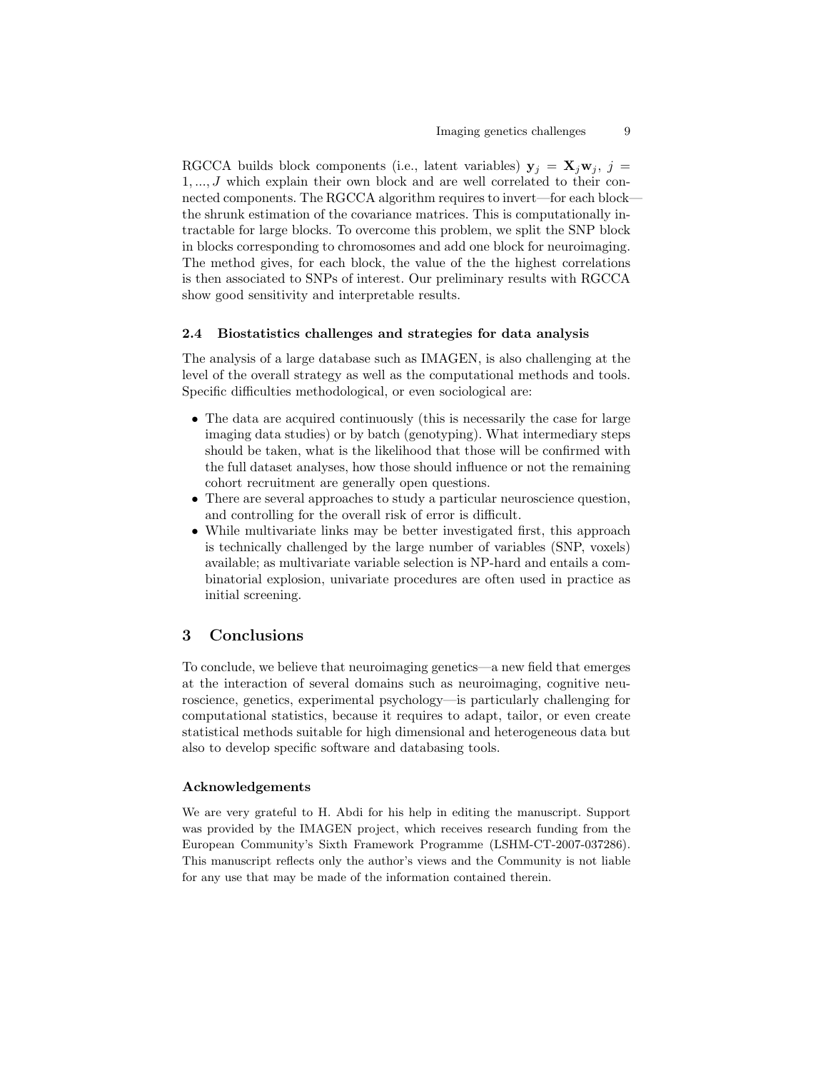RGCCA builds block components (i.e., latent variables) $\mathbf{y}_j = \mathbf{X}_j \mathbf{w}_j$, $j = 1, ..., J$ which explain their own block and are well correlated to their connected components. The RGCCA algorithm requires to invert—for each block—the shrunk estimation of the covariance matrices. This is computationally intractable for large blocks. To overcome this problem, we split the SNP block in blocks corresponding to chromosomes and add one block for neuroimaging. The method gives, for each block, the value of the the highest correlations is then associated to SNPs of interest. Our preliminary results with RGCCA show good sensitivity and interpretable results.

### 2.4 Biostatistics challenges and strategies for data analysis

The analysis of a large database such as IMAGEN, is also challenging at the level of the overall strategy as well as the computational methods and tools. Specific difficulties methodological, or even sociological are:

- The data are acquired continuously (this is necessarily the case for large imaging data studies) or by batch (genotyping). What intermediary steps should be taken, what is the likelihood that those will be confirmed with the full dataset analyses, how those should influence or not the remaining cohort recruitment are generally open questions.
- There are several approaches to study a particular neuroscience question, and controlling for the overall risk of error is difficult.
- While multivariate links may be better investigated first, this approach is technically challenged by the large number of variables (SNP, voxels) available; as multivariate variable selection is NP-hard and entails a combinatorial explosion, univariate procedures are often used in practice as initial screening.

## 3 Conclusions

To conclude, we believe that neuroimaging genetics—a new field that emerges at the interaction of several domains such as neuroimaging, cognitive neuroscience, genetics, experimental psychology—is particularly challenging for computational statistics, because it requires to adapt, tailor, or even create statistical methods suitable for high dimensional and heterogeneous data but also to develop specific software and databasing tools.

#### Acknowledgements

We are very grateful to H. Abdi for his help in editing the manuscript. Support was provided by the IMAGEN project, which receives research funding from the European Community's Sixth Framework Programme (LSHM-CT-2007-037286). This manuscript reflects only the author's views and the Community is not liable for any use that may be made of the information contained therein.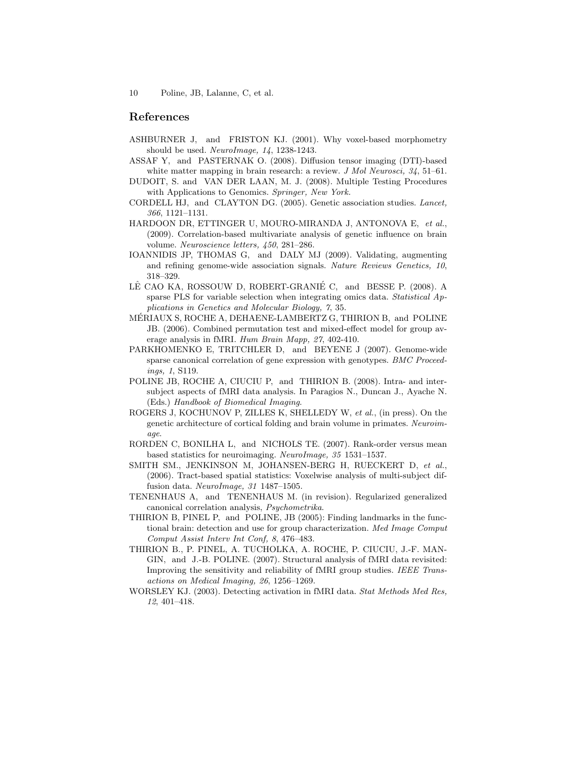## References

ASHBURNER J, and FRISTON KJ. (2001). Why voxel-based morphometry should be used. *NeuroImage, 14*, 1238-1243.

ASSAF Y, and PASTERNAK O. (2008). Diffusion tensor imaging (DTI)-based white matter mapping in brain research: a review. *J Mol Neurosci, 34*, 51–61.

DUDOIT, S. and VAN DER LAAN, M. J. (2008). Multiple Testing Procedures with Applications to Genomics. *Springer, New York.*

CORDELL HJ, and CLAYTON DG. (2005). Genetic association studies. *Lancet, 366*, 1121–1131.

HARDOON DR, ETTINGER U, MOURO-MIRANDA J, ANTONOVA E, *et al.*, (2009). Correlation-based multivariate analysis of genetic influence on brain volume. *Neuroscience letters, 450*, 281–286.

IOANNIDIS JP, THOMAS G, and DALY MJ (2009). Validating, augmenting and refining genome-wide association signals. *Nature Reviews Genetics, 10*, 318–329.

LÊ CAO KA, ROSSOUW D, ROBERT-GRANIÉ C, and BESSE P. (2008). A sparse PLS for variable selection when integrating omics data. *Statistical Applications in Genetics and Molecular Biology, 7*, 35.

MÉRIAUX S, ROCHE A, DEHAENE-LAMBERTZ G, THIRION B, and POLINE JB. (2006). Combined permutation test and mixed-effect model for group average analysis in fMRI. *Hum Brain Mapp, 27*, 402-410.

PARKHOMENKO E, TRITCHLER D, and BEYENE J (2007). Genome-wide sparse canonical correlation of gene expression with genotypes. *BMC Proceedings, 1*, S119.

POLINE JB, ROCHE A, CIUCIU P, and THIRION B. (2008). Intra- and inter-subject aspects of fMRI data analysis. In Paragios N., Duncan J., Ayache N. (Eds.) *Handbook of Biomedical Imaging*.

ROGERS J, KOCHUNOV P, ZILLES K, SHELLEDY W, *et al.*, (in press). On the genetic architecture of cortical folding and brain volume in primates. *Neuroimage*.

RORDEN C, BONILHA L, and NICHOLS TE. (2007). Rank-order versus mean based statistics for neuroimaging. *NeuroImage, 35* 1531–1537.

SMITH SM., JENKINSON M, JOHANSEN-BERG H, RUECKERT D, *et al.*, (2006). Tract-based spatial statistics: Voxelwise analysis of multi-subject diffusion data. *NeuroImage, 31* 1487–1505.

TENENHAUS A, and TENENHAUS M. (in revision). Regularized generalized canonical correlation analysis, *Psychometrika*.

THIRION B, PINEL P, and POLINE, JB (2005): Finding landmarks in the functional brain: detection and use for group characterization. *Med Image Comput Comput Assist Interv Int Conf, 8*, 476–483.

THIRION B., P. PINEL, A. TUCHOLKA, A. ROCHE, P. CIUCIU, J.-F. MANGIN, and J.-B. POLINE. (2007). Structural analysis of fMRI data revisited: Improving the sensitivity and reliability of fMRI group studies. *IEEE Transactions on Medical Imaging, 26*, 1256–1269.

WORSLEY KJ. (2003). Detecting activation in fMRI data. *Stat Methods Med Res, 12*, 401–418.